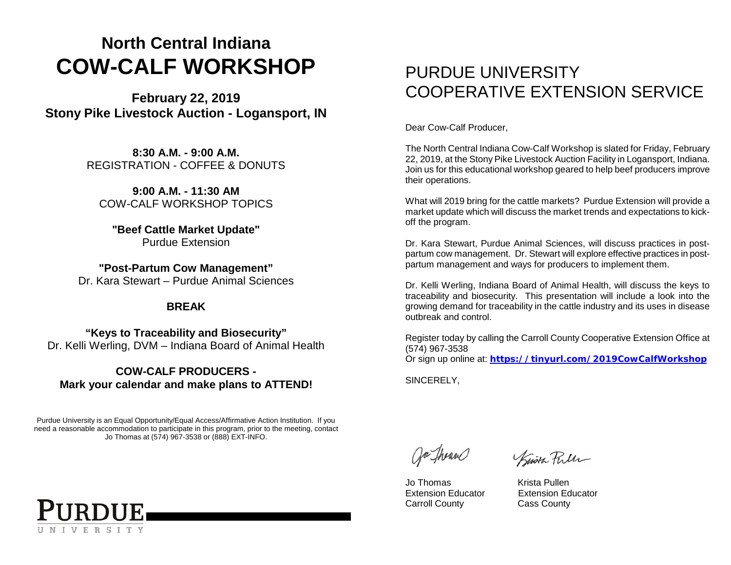# North Central Indiana
# COW-CALF WORKSHOP

**February 22, 2019**
**Stony Pike Livestock Auction - Logansport, IN**

**8:30 A.M. - 9:00 A.M.**
REGISTRATION - COFFEE & DONUTS

**9:00 A.M. - 11:30 AM**
COW-CALF WORKSHOP TOPICS

**"Beef Cattle Market Update"**
Purdue Extension

**"Post-Partum Cow Management"**
Dr. Kara Stewart – Purdue Animal Sciences

**BREAK**

**"Keys to Traceability and Biosecurity"**
Dr. Kelli Werling, DVM – Indiana Board of Animal Health

**COW-CALF PRODUCERS -**
**Mark your calendar and make plans to ATTEND!**

Purdue University is an Equal Opportunity/Equal Access/Affirmative Action Institution. If you need a reasonable accommodation to participate in this program, prior to the meeting, contact Jo Thomas at (574) 967-3538 or (888) EXT-INFO.

PURDUE UNIVERSITY

# PURDUE UNIVERSITY COOPERATIVE EXTENSION SERVICE

Dear Cow-Calf Producer,

The North Central Indiana Cow-Calf Workshop is slated for Friday, February 22, 2019, at the Stony Pike Livestock Auction Facility in Logansport, Indiana. Join us for this educational workshop geared to help beef producers improve their operations.

What will 2019 bring for the cattle markets? Purdue Extension will provide a market update which will discuss the market trends and expectations to kick-off the program.

Dr. Kara Stewart, Purdue Animal Sciences, will discuss practices in post-partum cow management. Dr. Stewart will explore effective practices in post-partum management and ways for producers to implement them.

Dr. Kelli Werling, Indiana Board of Animal Health, will discuss the keys to traceability and biosecurity. This presentation will include a look into the growing demand for traceability in the cattle industry and its uses in disease outbreak and control.

Register today by calling the Carroll County Cooperative Extension Office at (574) 967-3538
Or sign up online at: **https://tinyurl.com/2019CowCalfWorkshop**

SINCERELY,

| Jo Thomas | Krista Pullen |
|---|---|
| Extension Educator | Extension Educator |
| Carroll County | Cass County |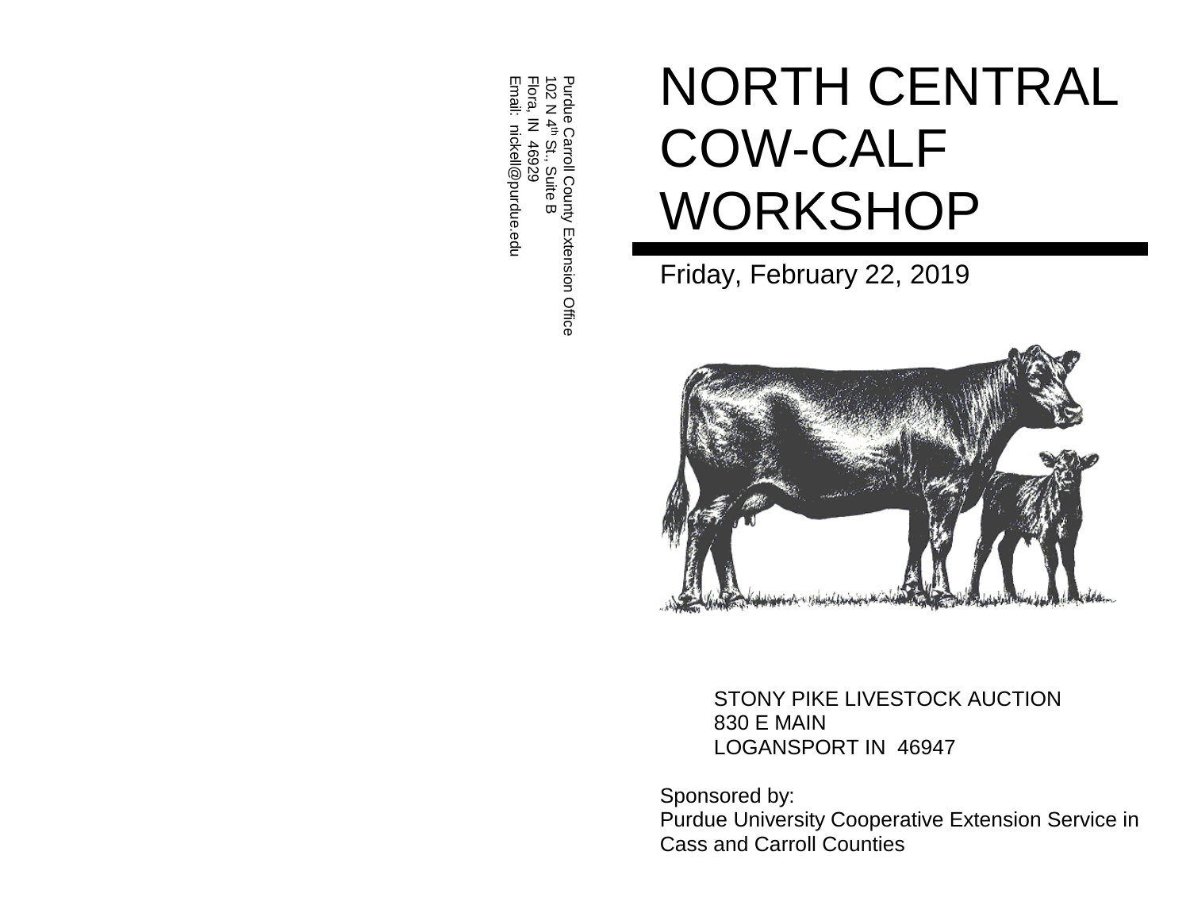Purdue Carroll County Extension Office
102 N 4th St., Suite B
Flora, IN 46929
Email: nickell@purdue.edu

# NORTH CENTRAL COW-CALF WORKSHOP

Friday, February 22, 2019

STONY PIKE LIVESTOCK AUCTION
830 E MAIN
LOGANSPORT IN 46947

Sponsored by:
Purdue University Cooperative Extension Service in Cass and Carroll Counties